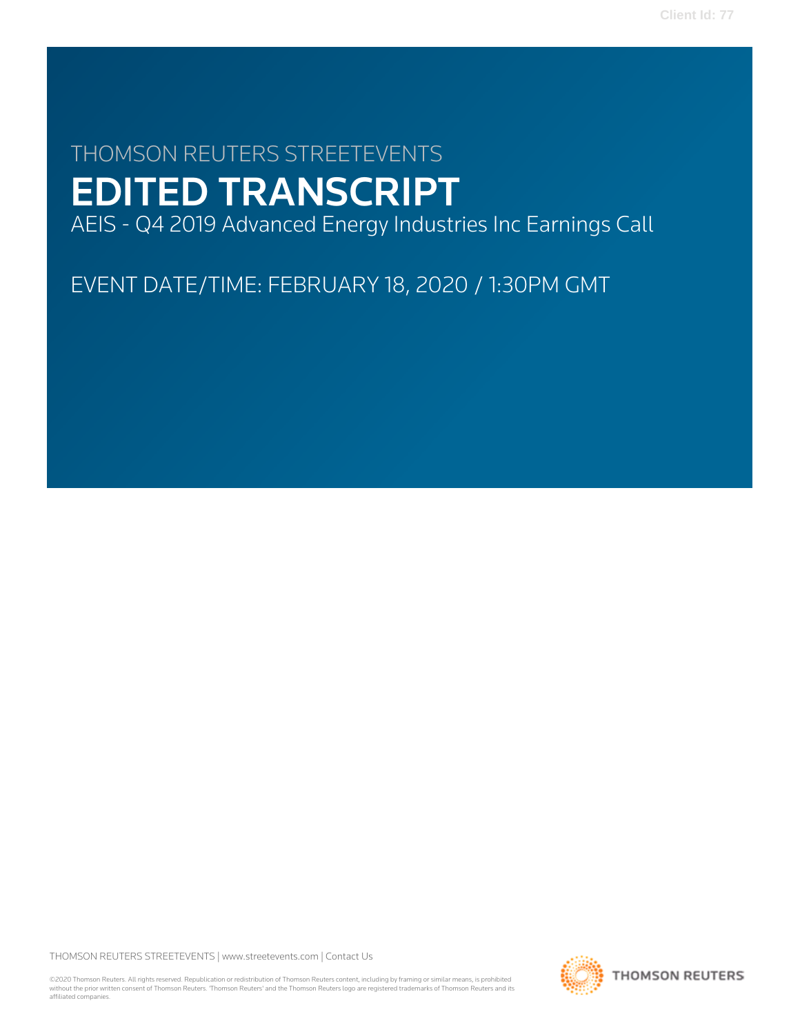THOMSON REUTERS STREETEVENTS

# EDITED TRANSCRIPT

AEIS - Q4 2019 Advanced Energy Industries Inc Earnings Call

EVENT DATE/TIME: FEBRUARY 18, 2020 / 1:30PM GMT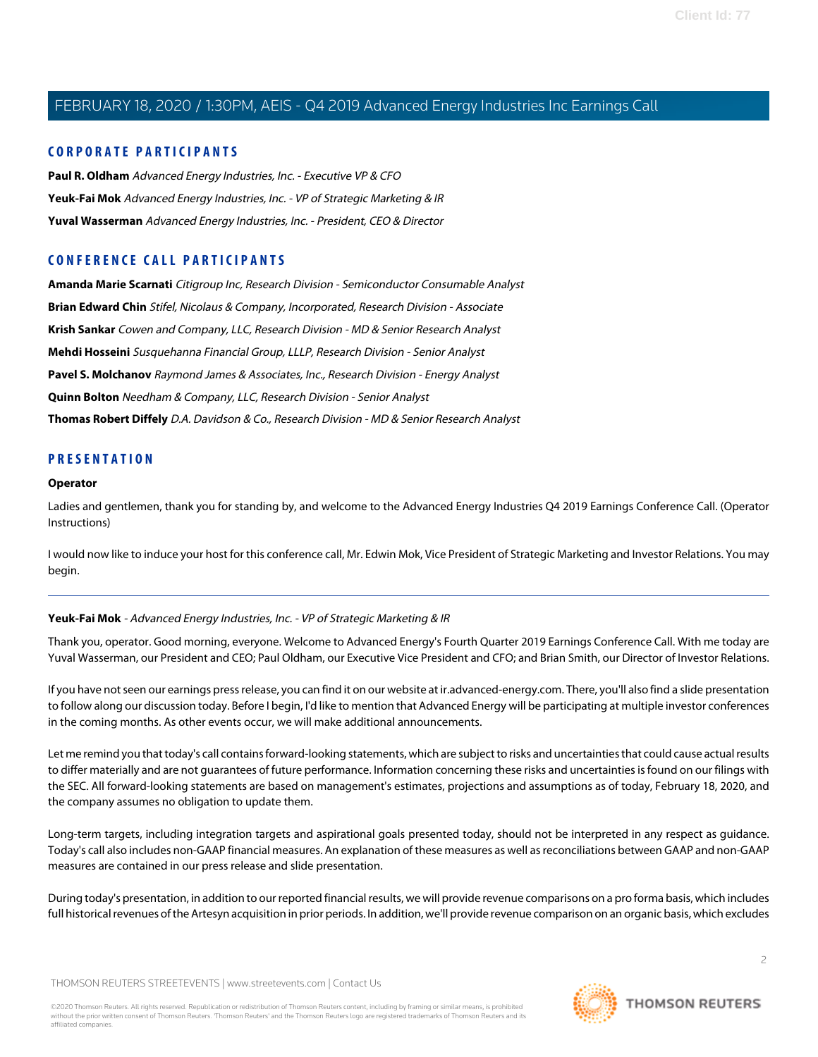## CORPORATE PARTICIPANTS

**Paul R. Oldham** *Advanced Energy Industries, Inc. - Executive VP & CFO*

**Yeuk-Fai Mok** *Advanced Energy Industries, Inc. - VP of Strategic Marketing & IR*

**Yuval Wasserman** *Advanced Energy Industries, Inc. - President, CEO & Director*

## CONFERENCE CALL PARTICIPANTS

**Amanda Marie Scarnati** *Citigroup Inc, Research Division - Semiconductor Consumable Analyst*

**Brian Edward Chin** *Stifel, Nicolaus & Company, Incorporated, Research Division - Associate*

**Krish Sankar** *Cowen and Company, LLC, Research Division - MD & Senior Research Analyst*

**Mehdi Hosseini** *Susquehanna Financial Group, LLLP, Research Division - Senior Analyst*

**Pavel S. Molchanov** *Raymond James & Associates, Inc., Research Division - Energy Analyst*

**Quinn Bolton** *Needham & Company, LLC, Research Division - Senior Analyst*

**Thomas Robert Diffely** *D.A. Davidson & Co., Research Division - MD & Senior Research Analyst*

## PRESENTATION

**Operator**

Ladies and gentlemen, thank you for standing by, and welcome to the Advanced Energy Industries Q4 2019 Earnings Conference Call. (Operator Instructions)

I would now like to induce your host for this conference call, Mr. Edwin Mok, Vice President of Strategic Marketing and Investor Relations. You may begin.

---

**Yeuk-Fai Mok** - *Advanced Energy Industries, Inc. - VP of Strategic Marketing & IR*

Thank you, operator. Good morning, everyone. Welcome to Advanced Energy's Fourth Quarter 2019 Earnings Conference Call. With me today are Yuval Wasserman, our President and CEO; Paul Oldham, our Executive Vice President and CFO; and Brian Smith, our Director of Investor Relations.

If you have not seen our earnings press release, you can find it on our website at ir.advanced-energy.com. There, you'll also find a slide presentation to follow along our discussion today. Before I begin, I'd like to mention that Advanced Energy will be participating at multiple investor conferences in the coming months. As other events occur, we will make additional announcements.

Let me remind you that today's call contains forward-looking statements, which are subject to risks and uncertainties that could cause actual results to differ materially and are not guarantees of future performance. Information concerning these risks and uncertainties is found on our filings with the SEC. All forward-looking statements are based on management's estimates, projections and assumptions as of today, February 18, 2020, and the company assumes no obligation to update them.

Long-term targets, including integration targets and aspirational goals presented today, should not be interpreted in any respect as guidance. Today's call also includes non-GAAP financial measures. An explanation of these measures as well as reconciliations between GAAP and non-GAAP measures are contained in our press release and slide presentation.

During today's presentation, in addition to our reported financial results, we will provide revenue comparisons on a pro forma basis, which includes full historical revenues of the Artesyn acquisition in prior periods. In addition, we'll provide revenue comparison on an organic basis, which excludes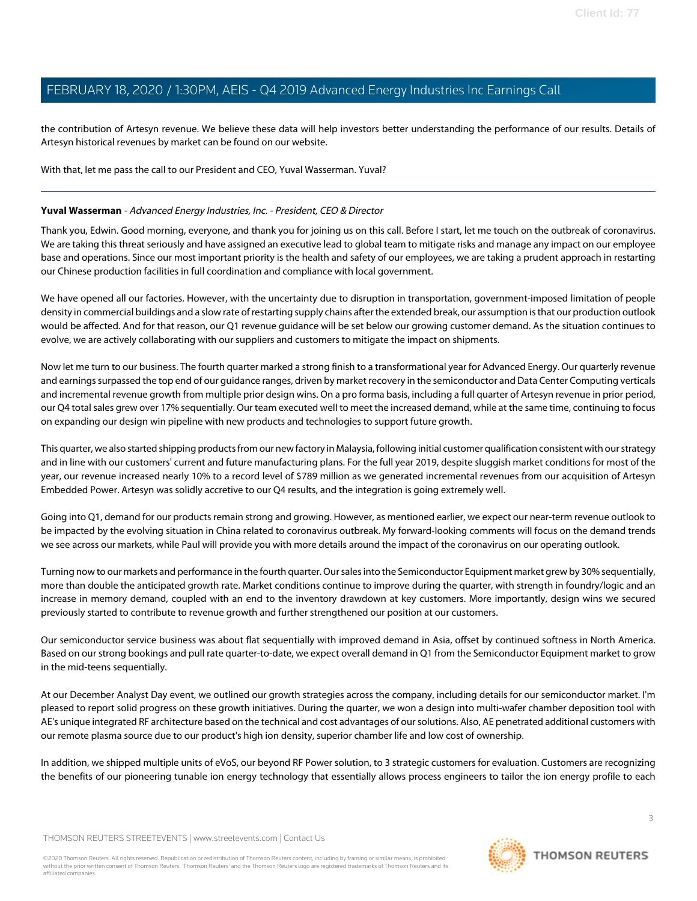the contribution of Artesyn revenue. We believe these data will help investors better understanding the performance of our results. Details of Artesyn historical revenues by market can be found on our website.

With that, let me pass the call to our President and CEO, Yuval Wasserman. Yuval?

---

**Yuval Wasserman** - *Advanced Energy Industries, Inc. - President, CEO & Director*

Thank you, Edwin. Good morning, everyone, and thank you for joining us on this call. Before I start, let me touch on the outbreak of coronavirus. We are taking this threat seriously and have assigned an executive lead to global team to mitigate risks and manage any impact on our employee base and operations. Since our most important priority is the health and safety of our employees, we are taking a prudent approach in restarting our Chinese production facilities in full coordination and compliance with local government.

We have opened all our factories. However, with the uncertainty due to disruption in transportation, government-imposed limitation of people density in commercial buildings and a slow rate of restarting supply chains after the extended break, our assumption is that our production outlook would be affected. And for that reason, our Q1 revenue guidance will be set below our growing customer demand. As the situation continues to evolve, we are actively collaborating with our suppliers and customers to mitigate the impact on shipments.

Now let me turn to our business. The fourth quarter marked a strong finish to a transformational year for Advanced Energy. Our quarterly revenue and earnings surpassed the top end of our guidance ranges, driven by market recovery in the semiconductor and Data Center Computing verticals and incremental revenue growth from multiple prior design wins. On a pro forma basis, including a full quarter of Artesyn revenue in prior period, our Q4 total sales grew over 17% sequentially. Our team executed well to meet the increased demand, while at the same time, continuing to focus on expanding our design win pipeline with new products and technologies to support future growth.

This quarter, we also started shipping products from our new factory in Malaysia, following initial customer qualification consistent with our strategy and in line with our customers' current and future manufacturing plans. For the full year 2019, despite sluggish market conditions for most of the year, our revenue increased nearly 10% to a record level of $789 million as we generated incremental revenues from our acquisition of Artesyn Embedded Power. Artesyn was solidly accretive to our Q4 results, and the integration is going extremely well.

Going into Q1, demand for our products remain strong and growing. However, as mentioned earlier, we expect our near-term revenue outlook to be impacted by the evolving situation in China related to coronavirus outbreak. My forward-looking comments will focus on the demand trends we see across our markets, while Paul will provide you with more details around the impact of the coronavirus on our operating outlook.

Turning now to our markets and performance in the fourth quarter. Our sales into the Semiconductor Equipment market grew by 30% sequentially, more than double the anticipated growth rate. Market conditions continue to improve during the quarter, with strength in foundry/logic and an increase in memory demand, coupled with an end to the inventory drawdown at key customers. More importantly, design wins we secured previously started to contribute to revenue growth and further strengthened our position at our customers.

Our semiconductor service business was about flat sequentially with improved demand in Asia, offset by continued softness in North America. Based on our strong bookings and pull rate quarter-to-date, we expect overall demand in Q1 from the Semiconductor Equipment market to grow in the mid-teens sequentially.

At our December Analyst Day event, we outlined our growth strategies across the company, including details for our semiconductor market. I'm pleased to report solid progress on these growth initiatives. During the quarter, we won a design into multi-wafer chamber deposition tool with AE's unique integrated RF architecture based on the technical and cost advantages of our solutions. Also, AE penetrated additional customers with our remote plasma source due to our product's high ion density, superior chamber life and low cost of ownership.

In addition, we shipped multiple units of eVoS, our beyond RF Power solution, to 3 strategic customers for evaluation. Customers are recognizing the benefits of our pioneering tunable ion energy technology that essentially allows process engineers to tailor the ion energy profile to each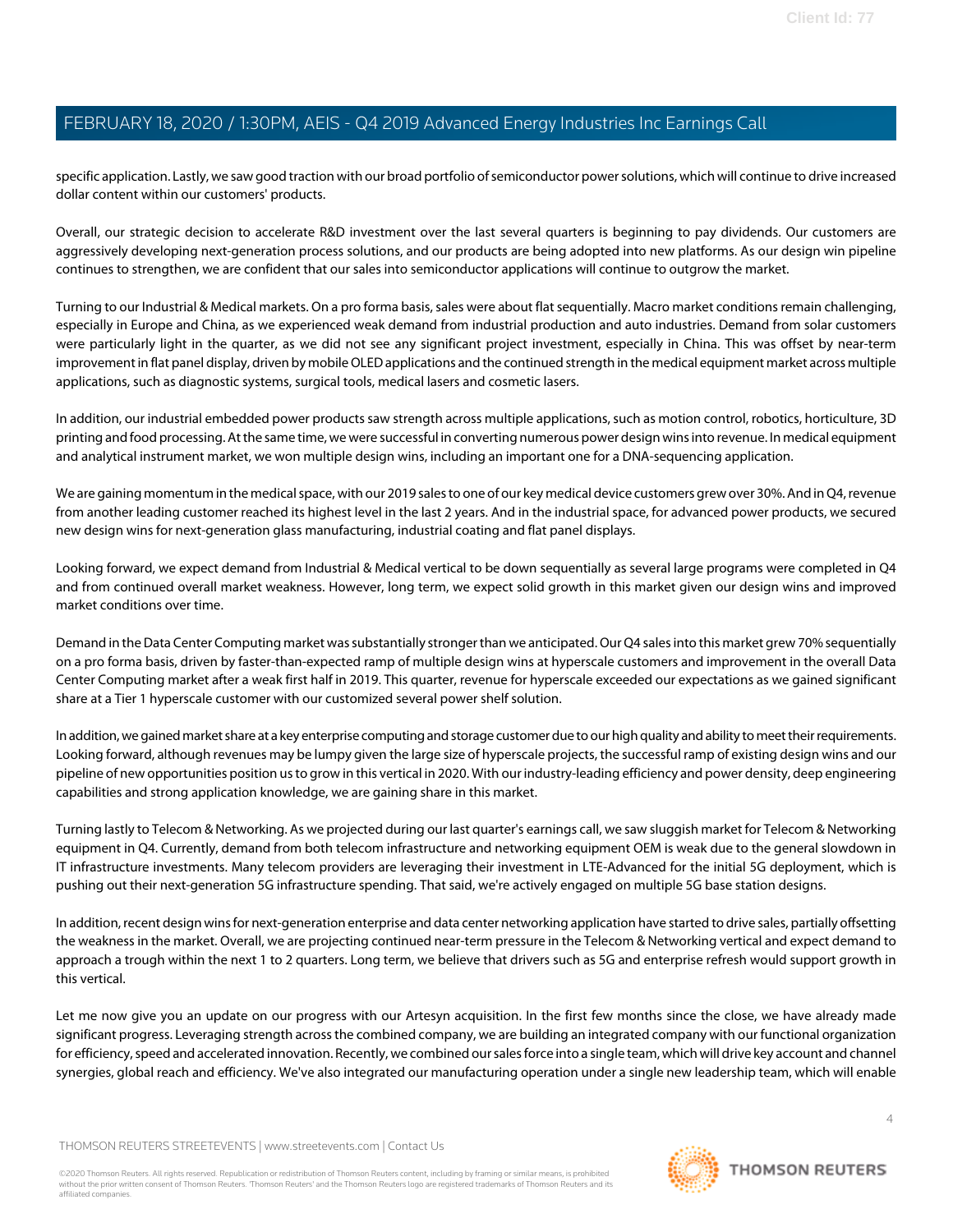specific application. Lastly, we saw good traction with our broad portfolio of semiconductor power solutions, which will continue to drive increased dollar content within our customers' products.

Overall, our strategic decision to accelerate R&D investment over the last several quarters is beginning to pay dividends. Our customers are aggressively developing next-generation process solutions, and our products are being adopted into new platforms. As our design win pipeline continues to strengthen, we are confident that our sales into semiconductor applications will continue to outgrow the market.

Turning to our Industrial & Medical markets. On a pro forma basis, sales were about flat sequentially. Macro market conditions remain challenging, especially in Europe and China, as we experienced weak demand from industrial production and auto industries. Demand from solar customers were particularly light in the quarter, as we did not see any significant project investment, especially in China. This was offset by near-term improvement in flat panel display, driven by mobile OLED applications and the continued strength in the medical equipment market across multiple applications, such as diagnostic systems, surgical tools, medical lasers and cosmetic lasers.

In addition, our industrial embedded power products saw strength across multiple applications, such as motion control, robotics, horticulture, 3D printing and food processing. At the same time, we were successful in converting numerous power design wins into revenue. In medical equipment and analytical instrument market, we won multiple design wins, including an important one for a DNA-sequencing application.

We are gaining momentum in the medical space, with our 2019 sales to one of our key medical device customers grew over 30%. And in Q4, revenue from another leading customer reached its highest level in the last 2 years. And in the industrial space, for advanced power products, we secured new design wins for next-generation glass manufacturing, industrial coating and flat panel displays.

Looking forward, we expect demand from Industrial & Medical vertical to be down sequentially as several large programs were completed in Q4 and from continued overall market weakness. However, long term, we expect solid growth in this market given our design wins and improved market conditions over time.

Demand in the Data Center Computing market was substantially stronger than we anticipated. Our Q4 sales into this market grew 70% sequentially on a pro forma basis, driven by faster-than-expected ramp of multiple design wins at hyperscale customers and improvement in the overall Data Center Computing market after a weak first half in 2019. This quarter, revenue for hyperscale exceeded our expectations as we gained significant share at a Tier 1 hyperscale customer with our customized several power shelf solution.

In addition, we gained market share at a key enterprise computing and storage customer due to our high quality and ability to meet their requirements. Looking forward, although revenues may be lumpy given the large size of hyperscale projects, the successful ramp of existing design wins and our pipeline of new opportunities position us to grow in this vertical in 2020. With our industry-leading efficiency and power density, deep engineering capabilities and strong application knowledge, we are gaining share in this market.

Turning lastly to Telecom & Networking. As we projected during our last quarter's earnings call, we saw sluggish market for Telecom & Networking equipment in Q4. Currently, demand from both telecom infrastructure and networking equipment OEM is weak due to the general slowdown in IT infrastructure investments. Many telecom providers are leveraging their investment in LTE-Advanced for the initial 5G deployment, which is pushing out their next-generation 5G infrastructure spending. That said, we're actively engaged on multiple 5G base station designs.

In addition, recent design wins for next-generation enterprise and data center networking application have started to drive sales, partially offsetting the weakness in the market. Overall, we are projecting continued near-term pressure in the Telecom & Networking vertical and expect demand to approach a trough within the next 1 to 2 quarters. Long term, we believe that drivers such as 5G and enterprise refresh would support growth in this vertical.

Let me now give you an update on our progress with our Artesyn acquisition. In the first few months since the close, we have already made significant progress. Leveraging strength across the combined company, we are building an integrated company with our functional organization for efficiency, speed and accelerated innovation. Recently, we combined our sales force into a single team, which will drive key account and channel synergies, global reach and efficiency. We've also integrated our manufacturing operation under a single new leadership team, which will enable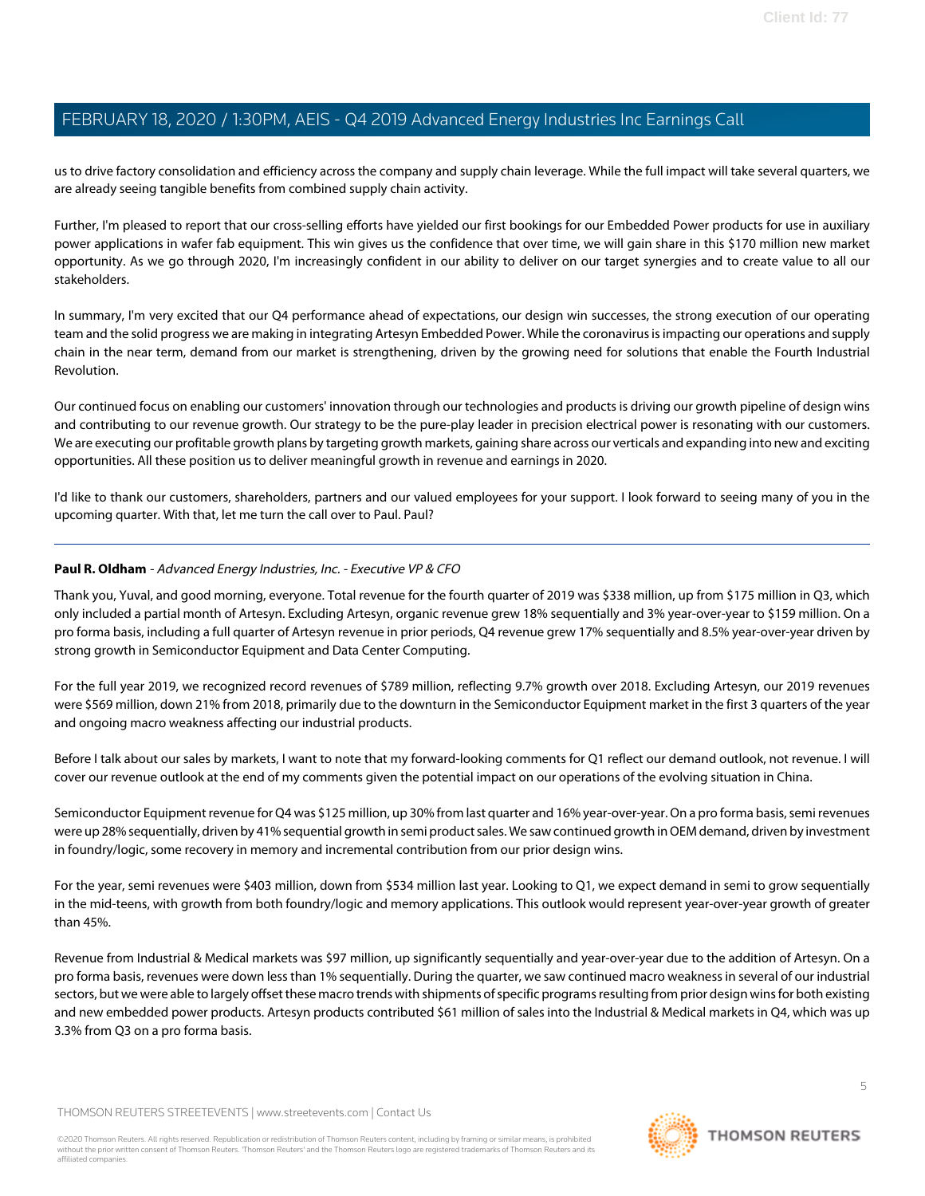us to drive factory consolidation and efficiency across the company and supply chain leverage. While the full impact will take several quarters, we are already seeing tangible benefits from combined supply chain activity.

Further, I'm pleased to report that our cross-selling efforts have yielded our first bookings for our Embedded Power products for use in auxiliary power applications in wafer fab equipment. This win gives us the confidence that over time, we will gain share in this $170 million new market opportunity. As we go through 2020, I'm increasingly confident in our ability to deliver on our target synergies and to create value to all our stakeholders.

In summary, I'm very excited that our Q4 performance ahead of expectations, our design win successes, the strong execution of our operating team and the solid progress we are making in integrating Artesyn Embedded Power. While the coronavirus is impacting our operations and supply chain in the near term, demand from our market is strengthening, driven by the growing need for solutions that enable the Fourth Industrial Revolution.

Our continued focus on enabling our customers' innovation through our technologies and products is driving our growth pipeline of design wins and contributing to our revenue growth. Our strategy to be the pure-play leader in precision electrical power is resonating with our customers. We are executing our profitable growth plans by targeting growth markets, gaining share across our verticals and expanding into new and exciting opportunities. All these position us to deliver meaningful growth in revenue and earnings in 2020.

I'd like to thank our customers, shareholders, partners and our valued employees for your support. I look forward to seeing many of you in the upcoming quarter. With that, let me turn the call over to Paul. Paul?

---

**Paul R. Oldham** - *Advanced Energy Industries, Inc. - Executive VP & CFO*

Thank you, Yuval, and good morning, everyone. Total revenue for the fourth quarter of 2019 was $338 million, up from $175 million in Q3, which only included a partial month of Artesyn. Excluding Artesyn, organic revenue grew 18% sequentially and 3% year-over-year to $159 million. On a pro forma basis, including a full quarter of Artesyn revenue in prior periods, Q4 revenue grew 17% sequentially and 8.5% year-over-year driven by strong growth in Semiconductor Equipment and Data Center Computing.

For the full year 2019, we recognized record revenues of $789 million, reflecting 9.7% growth over 2018. Excluding Artesyn, our 2019 revenues were $569 million, down 21% from 2018, primarily due to the downturn in the Semiconductor Equipment market in the first 3 quarters of the year and ongoing macro weakness affecting our industrial products.

Before I talk about our sales by markets, I want to note that my forward-looking comments for Q1 reflect our demand outlook, not revenue. I will cover our revenue outlook at the end of my comments given the potential impact on our operations of the evolving situation in China.

Semiconductor Equipment revenue for Q4 was $125 million, up 30% from last quarter and 16% year-over-year. On a pro forma basis, semi revenues were up 28% sequentially, driven by 41% sequential growth in semi product sales. We saw continued growth in OEM demand, driven by investment in foundry/logic, some recovery in memory and incremental contribution from our prior design wins.

For the year, semi revenues were $403 million, down from $534 million last year. Looking to Q1, we expect demand in semi to grow sequentially in the mid-teens, with growth from both foundry/logic and memory applications. This outlook would represent year-over-year growth of greater than 45%.

Revenue from Industrial & Medical markets was $97 million, up significantly sequentially and year-over-year due to the addition of Artesyn. On a pro forma basis, revenues were down less than 1% sequentially. During the quarter, we saw continued macro weakness in several of our industrial sectors, but we were able to largely offset these macro trends with shipments of specific programs resulting from prior design wins for both existing and new embedded power products. Artesyn products contributed $61 million of sales into the Industrial & Medical markets in Q4, which was up 3.3% from Q3 on a pro forma basis.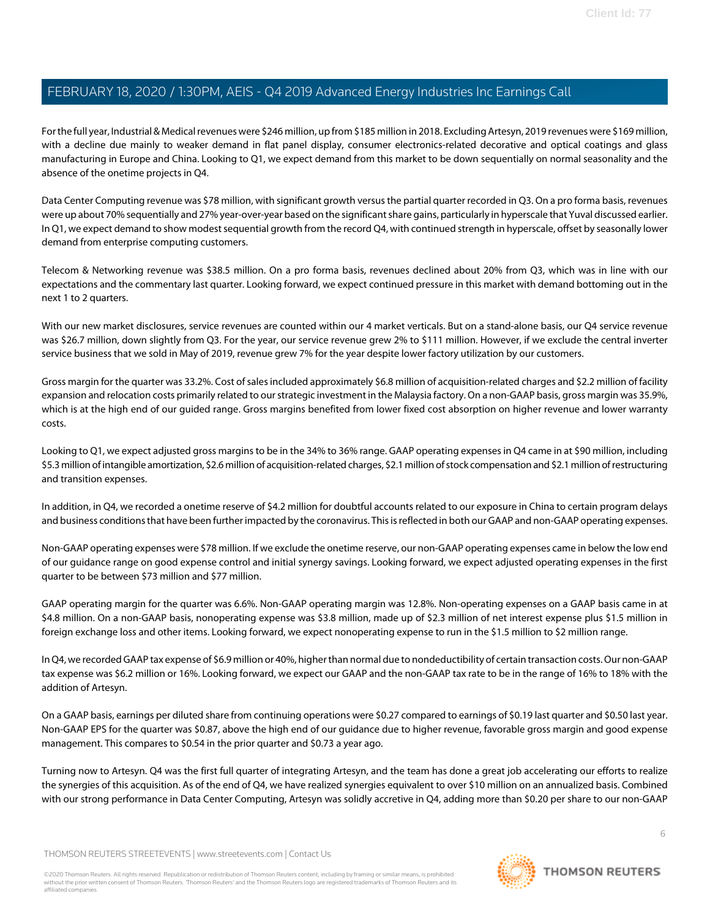For the full year, Industrial & Medical revenues were $246 million, up from $185 million in 2018. Excluding Artesyn, 2019 revenues were $169 million, with a decline due mainly to weaker demand in flat panel display, consumer electronics-related decorative and optical coatings and glass manufacturing in Europe and China. Looking to Q1, we expect demand from this market to be down sequentially on normal seasonality and the absence of the onetime projects in Q4.

Data Center Computing revenue was $78 million, with significant growth versus the partial quarter recorded in Q3. On a pro forma basis, revenues were up about 70% sequentially and 27% year-over-year based on the significant share gains, particularly in hyperscale that Yuval discussed earlier. In Q1, we expect demand to show modest sequential growth from the record Q4, with continued strength in hyperscale, offset by seasonally lower demand from enterprise computing customers.

Telecom & Networking revenue was $38.5 million. On a pro forma basis, revenues declined about 20% from Q3, which was in line with our expectations and the commentary last quarter. Looking forward, we expect continued pressure in this market with demand bottoming out in the next 1 to 2 quarters.

With our new market disclosures, service revenues are counted within our 4 market verticals. But on a stand-alone basis, our Q4 service revenue was $26.7 million, down slightly from Q3. For the year, our service revenue grew 2% to $111 million. However, if we exclude the central inverter service business that we sold in May of 2019, revenue grew 7% for the year despite lower factory utilization by our customers.

Gross margin for the quarter was 33.2%. Cost of sales included approximately $6.8 million of acquisition-related charges and $2.2 million of facility expansion and relocation costs primarily related to our strategic investment in the Malaysia factory. On a non-GAAP basis, gross margin was 35.9%, which is at the high end of our guided range. Gross margins benefited from lower fixed cost absorption on higher revenue and lower warranty costs.

Looking to Q1, we expect adjusted gross margins to be in the 34% to 36% range. GAAP operating expenses in Q4 came in at $90 million, including $5.3 million of intangible amortization, $2.6 million of acquisition-related charges, $2.1 million of stock compensation and $2.1 million of restructuring and transition expenses.

In addition, in Q4, we recorded a onetime reserve of $4.2 million for doubtful accounts related to our exposure in China to certain program delays and business conditions that have been further impacted by the coronavirus. This is reflected in both our GAAP and non-GAAP operating expenses.

Non-GAAP operating expenses were $78 million. If we exclude the onetime reserve, our non-GAAP operating expenses came in below the low end of our guidance range on good expense control and initial synergy savings. Looking forward, we expect adjusted operating expenses in the first quarter to be between $73 million and $77 million.

GAAP operating margin for the quarter was 6.6%. Non-GAAP operating margin was 12.8%. Non-operating expenses on a GAAP basis came in at $4.8 million. On a non-GAAP basis, nonoperating expense was $3.8 million, made up of $2.3 million of net interest expense plus $1.5 million in foreign exchange loss and other items. Looking forward, we expect nonoperating expense to run in the $1.5 million to $2 million range.

In Q4, we recorded GAAP tax expense of $6.9 million or 40%, higher than normal due to nondeductibility of certain transaction costs. Our non-GAAP tax expense was $6.2 million or 16%. Looking forward, we expect our GAAP and the non-GAAP tax rate to be in the range of 16% to 18% with the addition of Artesyn.

On a GAAP basis, earnings per diluted share from continuing operations were $0.27 compared to earnings of $0.19 last quarter and $0.50 last year. Non-GAAP EPS for the quarter was $0.87, above the high end of our guidance due to higher revenue, favorable gross margin and good expense management. This compares to $0.54 in the prior quarter and $0.73 a year ago.

Turning now to Artesyn. Q4 was the first full quarter of integrating Artesyn, and the team has done a great job accelerating our efforts to realize the synergies of this acquisition. As of the end of Q4, we have realized synergies equivalent to over $10 million on an annualized basis. Combined with our strong performance in Data Center Computing, Artesyn was solidly accretive in Q4, adding more than $0.20 per share to our non-GAAP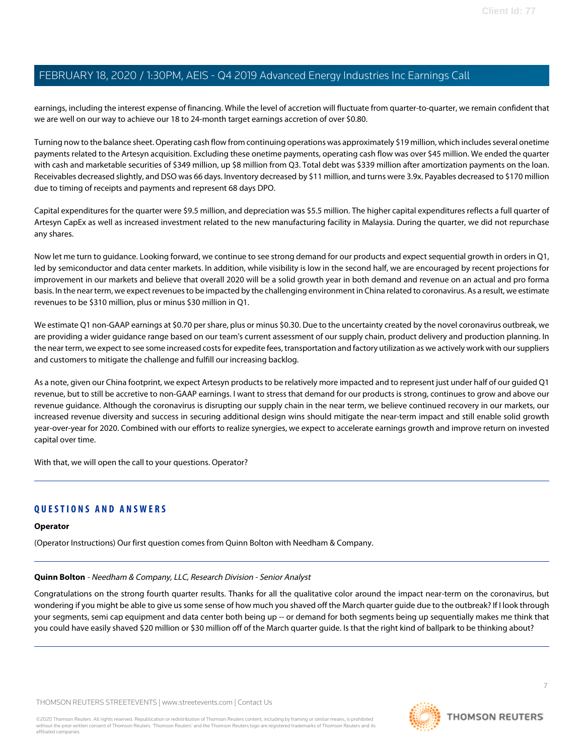earnings, including the interest expense of financing. While the level of accretion will fluctuate from quarter-to-quarter, we remain confident that we are well on our way to achieve our 18 to 24-month target earnings accretion of over $0.80.

Turning now to the balance sheet. Operating cash flow from continuing operations was approximately $19 million, which includes several onetime payments related to the Artesyn acquisition. Excluding these onetime payments, operating cash flow was over $45 million. We ended the quarter with cash and marketable securities of $349 million, up $8 million from Q3. Total debt was $339 million after amortization payments on the loan. Receivables decreased slightly, and DSO was 66 days. Inventory decreased by $11 million, and turns were 3.9x. Payables decreased to $170 million due to timing of receipts and payments and represent 68 days DPO.

Capital expenditures for the quarter were $9.5 million, and depreciation was $5.5 million. The higher capital expenditures reflects a full quarter of Artesyn CapEx as well as increased investment related to the new manufacturing facility in Malaysia. During the quarter, we did not repurchase any shares.

Now let me turn to guidance. Looking forward, we continue to see strong demand for our products and expect sequential growth in orders in Q1, led by semiconductor and data center markets. In addition, while visibility is low in the second half, we are encouraged by recent projections for improvement in our markets and believe that overall 2020 will be a solid growth year in both demand and revenue on an actual and pro forma basis. In the near term, we expect revenues to be impacted by the challenging environment in China related to coronavirus. As a result, we estimate revenues to be $310 million, plus or minus $30 million in Q1.

We estimate Q1 non-GAAP earnings at $0.70 per share, plus or minus $0.30. Due to the uncertainty created by the novel coronavirus outbreak, we are providing a wider guidance range based on our team's current assessment of our supply chain, product delivery and production planning. In the near term, we expect to see some increased costs for expedite fees, transportation and factory utilization as we actively work with our suppliers and customers to mitigate the challenge and fulfill our increasing backlog.

As a note, given our China footprint, we expect Artesyn products to be relatively more impacted and to represent just under half of our guided Q1 revenue, but to still be accretive to non-GAAP earnings. I want to stress that demand for our products is strong, continues to grow and above our revenue guidance. Although the coronavirus is disrupting our supply chain in the near term, we believe continued recovery in our markets, our increased revenue diversity and success in securing additional design wins should mitigate the near-term impact and still enable solid growth year-over-year for 2020. Combined with our efforts to realize synergies, we expect to accelerate earnings growth and improve return on invested capital over time.

With that, we will open the call to your questions. Operator?

---

## QUESTIONS AND ANSWERS

**Operator**

(Operator Instructions) Our first question comes from Quinn Bolton with Needham & Company.

---

**Quinn Bolton** - *Needham & Company, LLC, Research Division - Senior Analyst*

Congratulations on the strong fourth quarter results. Thanks for all the qualitative color around the impact near-term on the coronavirus, but wondering if you might be able to give us some sense of how much you shaved off the March quarter guide due to the outbreak? If I look through your segments, semi cap equipment and data center both being up -- or demand for both segments being up sequentially makes me think that you could have easily shaved $20 million or $30 million off of the March quarter guide. Is that the right kind of ballpark to be thinking about?

---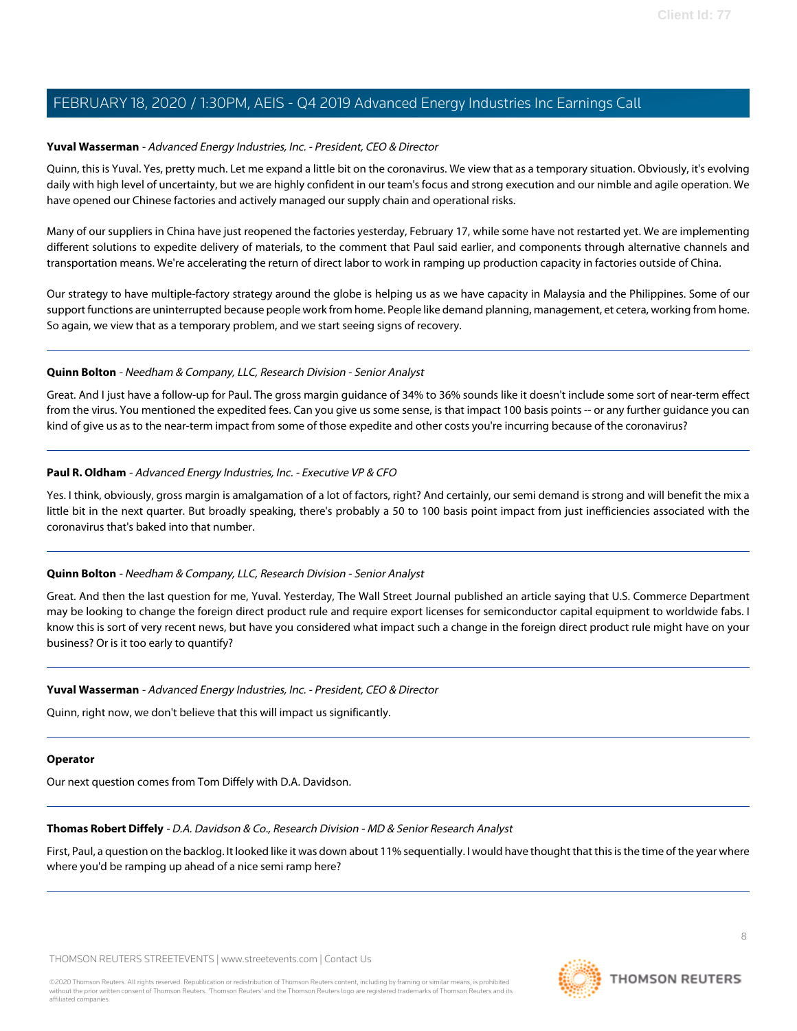**Yuval Wasserman** - *Advanced Energy Industries, Inc. - President, CEO & Director*

Quinn, this is Yuval. Yes, pretty much. Let me expand a little bit on the coronavirus. We view that as a temporary situation. Obviously, it's evolving daily with high level of uncertainty, but we are highly confident in our team's focus and strong execution and our nimble and agile operation. We have opened our Chinese factories and actively managed our supply chain and operational risks.

Many of our suppliers in China have just reopened the factories yesterday, February 17, while some have not restarted yet. We are implementing different solutions to expedite delivery of materials, to the comment that Paul said earlier, and components through alternative channels and transportation means. We're accelerating the return of direct labor to work in ramping up production capacity in factories outside of China.

Our strategy to have multiple-factory strategy around the globe is helping us as we have capacity in Malaysia and the Philippines. Some of our support functions are uninterrupted because people work from home. People like demand planning, management, et cetera, working from home. So again, we view that as a temporary problem, and we start seeing signs of recovery.

---

**Quinn Bolton** - *Needham & Company, LLC, Research Division - Senior Analyst*

Great. And I just have a follow-up for Paul. The gross margin guidance of 34% to 36% sounds like it doesn't include some sort of near-term effect from the virus. You mentioned the expedited fees. Can you give us some sense, is that impact 100 basis points -- or any further guidance you can kind of give us as to the near-term impact from some of those expedite and other costs you're incurring because of the coronavirus?

---

**Paul R. Oldham** - *Advanced Energy Industries, Inc. - Executive VP & CFO*

Yes. I think, obviously, gross margin is amalgamation of a lot of factors, right? And certainly, our semi demand is strong and will benefit the mix a little bit in the next quarter. But broadly speaking, there's probably a 50 to 100 basis point impact from just inefficiencies associated with the coronavirus that's baked into that number.

---

**Quinn Bolton** - *Needham & Company, LLC, Research Division - Senior Analyst*

Great. And then the last question for me, Yuval. Yesterday, The Wall Street Journal published an article saying that U.S. Commerce Department may be looking to change the foreign direct product rule and require export licenses for semiconductor capital equipment to worldwide fabs. I know this is sort of very recent news, but have you considered what impact such a change in the foreign direct product rule might have on your business? Or is it too early to quantify?

---

**Yuval Wasserman** - *Advanced Energy Industries, Inc. - President, CEO & Director*

Quinn, right now, we don't believe that this will impact us significantly.

---

**Operator**

Our next question comes from Tom Diffely with D.A. Davidson.

---

**Thomas Robert Diffely** - *D.A. Davidson & Co., Research Division - MD & Senior Research Analyst*

First, Paul, a question on the backlog. It looked like it was down about 11% sequentially. I would have thought that this is the time of the year where where you'd be ramping up ahead of a nice semi ramp here?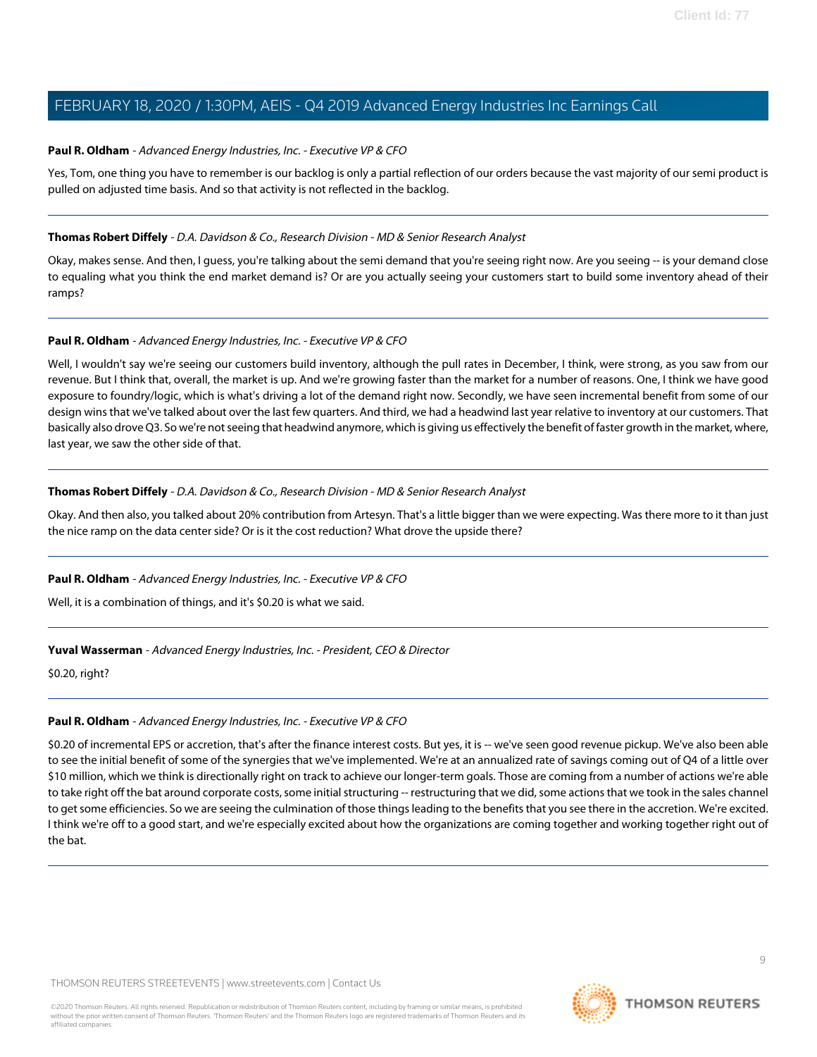**Paul R. Oldham** - *Advanced Energy Industries, Inc. - Executive VP & CFO*

Yes, Tom, one thing you have to remember is our backlog is only a partial reflection of our orders because the vast majority of our semi product is pulled on adjusted time basis. And so that activity is not reflected in the backlog.

---

**Thomas Robert Diffely** - *D.A. Davidson & Co., Research Division - MD & Senior Research Analyst*

Okay, makes sense. And then, I guess, you're talking about the semi demand that you're seeing right now. Are you seeing -- is your demand close to equaling what you think the end market demand is? Or are you actually seeing your customers start to build some inventory ahead of their ramps?

---

**Paul R. Oldham** - *Advanced Energy Industries, Inc. - Executive VP & CFO*

Well, I wouldn't say we're seeing our customers build inventory, although the pull rates in December, I think, were strong, as you saw from our revenue. But I think that, overall, the market is up. And we're growing faster than the market for a number of reasons. One, I think we have good exposure to foundry/logic, which is what's driving a lot of the demand right now. Secondly, we have seen incremental benefit from some of our design wins that we've talked about over the last few quarters. And third, we had a headwind last year relative to inventory at our customers. That basically also drove Q3. So we're not seeing that headwind anymore, which is giving us effectively the benefit of faster growth in the market, where, last year, we saw the other side of that.

---

**Thomas Robert Diffely** - *D.A. Davidson & Co., Research Division - MD & Senior Research Analyst*

Okay. And then also, you talked about 20% contribution from Artesyn. That's a little bigger than we were expecting. Was there more to it than just the nice ramp on the data center side? Or is it the cost reduction? What drove the upside there?

---

**Paul R. Oldham** - *Advanced Energy Industries, Inc. - Executive VP & CFO*

Well, it is a combination of things, and it's $0.20 is what we said.

---

**Yuval Wasserman** - *Advanced Energy Industries, Inc. - President, CEO & Director*

$0.20, right?

---

**Paul R. Oldham** - *Advanced Energy Industries, Inc. - Executive VP & CFO*

$0.20 of incremental EPS or accretion, that's after the finance interest costs. But yes, it is -- we've seen good revenue pickup. We've also been able to see the initial benefit of some of the synergies that we've implemented. We're at an annualized rate of savings coming out of Q4 of a little over $10 million, which we think is directionally right on track to achieve our longer-term goals. Those are coming from a number of actions we're able to take right off the bat around corporate costs, some initial structuring -- restructuring that we did, some actions that we took in the sales channel to get some efficiencies. So we are seeing the culmination of those things leading to the benefits that you see there in the accretion. We're excited. I think we're off to a good start, and we're especially excited about how the organizations are coming together and working together right out of the bat.

---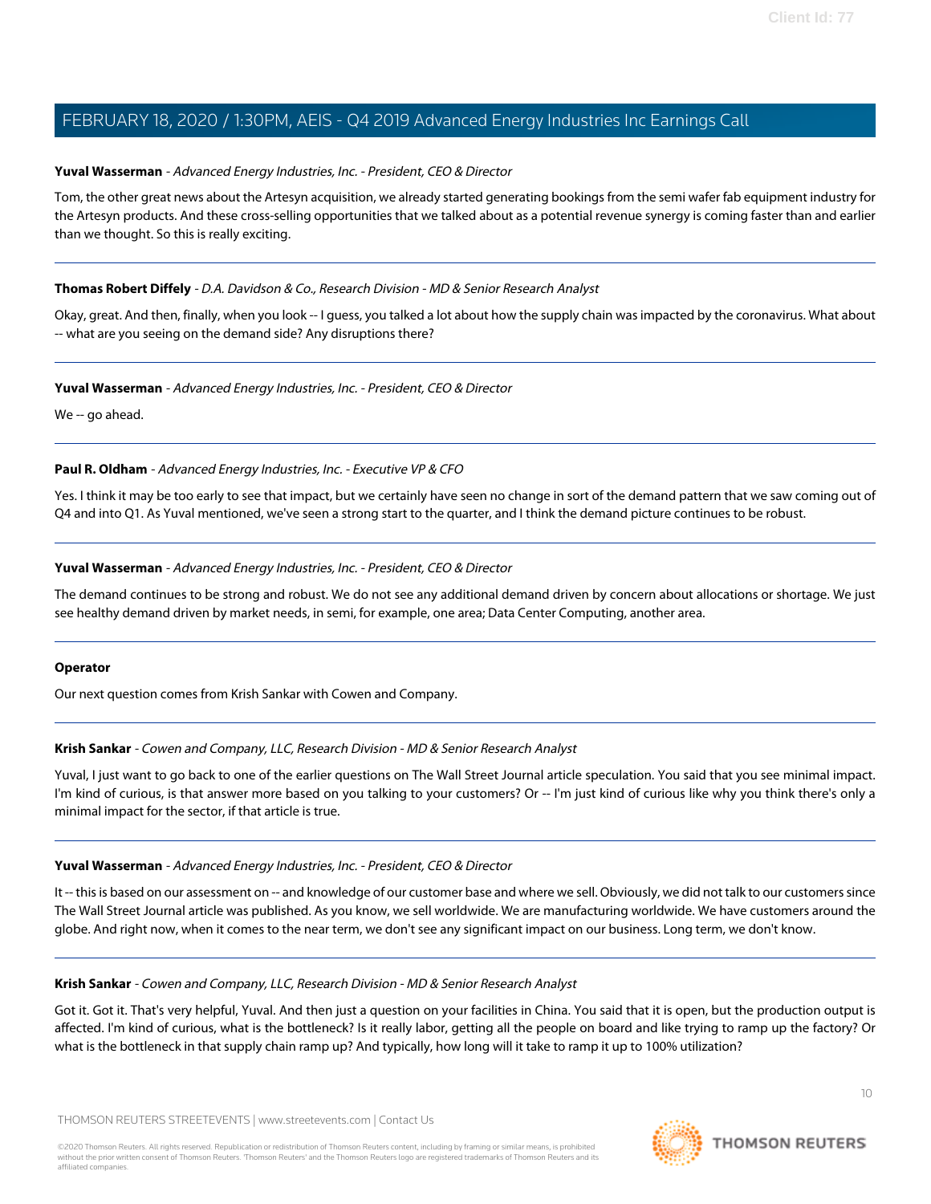**Yuval Wasserman** - *Advanced Energy Industries, Inc. - President, CEO & Director*

Tom, the other great news about the Artesyn acquisition, we already started generating bookings from the semi wafer fab equipment industry for the Artesyn products. And these cross-selling opportunities that we talked about as a potential revenue synergy is coming faster than and earlier than we thought. So this is really exciting.

---

**Thomas Robert Diffely** - *D.A. Davidson & Co., Research Division - MD & Senior Research Analyst*

Okay, great. And then, finally, when you look -- I guess, you talked a lot about how the supply chain was impacted by the coronavirus. What about -- what are you seeing on the demand side? Any disruptions there?

---

**Yuval Wasserman** - *Advanced Energy Industries, Inc. - President, CEO & Director*

We -- go ahead.

---

**Paul R. Oldham** - *Advanced Energy Industries, Inc. - Executive VP & CFO*

Yes. I think it may be too early to see that impact, but we certainly have seen no change in sort of the demand pattern that we saw coming out of Q4 and into Q1. As Yuval mentioned, we've seen a strong start to the quarter, and I think the demand picture continues to be robust.

---

**Yuval Wasserman** - *Advanced Energy Industries, Inc. - President, CEO & Director*

The demand continues to be strong and robust. We do not see any additional demand driven by concern about allocations or shortage. We just see healthy demand driven by market needs, in semi, for example, one area; Data Center Computing, another area.

---

**Operator**

Our next question comes from Krish Sankar with Cowen and Company.

---

**Krish Sankar** - *Cowen and Company, LLC, Research Division - MD & Senior Research Analyst*

Yuval, I just want to go back to one of the earlier questions on The Wall Street Journal article speculation. You said that you see minimal impact. I'm kind of curious, is that answer more based on you talking to your customers? Or -- I'm just kind of curious like why you think there's only a minimal impact for the sector, if that article is true.

---

**Yuval Wasserman** - *Advanced Energy Industries, Inc. - President, CEO & Director*

It -- this is based on our assessment on -- and knowledge of our customer base and where we sell. Obviously, we did not talk to our customers since The Wall Street Journal article was published. As you know, we sell worldwide. We are manufacturing worldwide. We have customers around the globe. And right now, when it comes to the near term, we don't see any significant impact on our business. Long term, we don't know.

---

**Krish Sankar** - *Cowen and Company, LLC, Research Division - MD & Senior Research Analyst*

Got it. Got it. That's very helpful, Yuval. And then just a question on your facilities in China. You said that it is open, but the production output is affected. I'm kind of curious, what is the bottleneck? Is it really labor, getting all the people on board and like trying to ramp up the factory? Or what is the bottleneck in that supply chain ramp up? And typically, how long will it take to ramp it up to 100% utilization?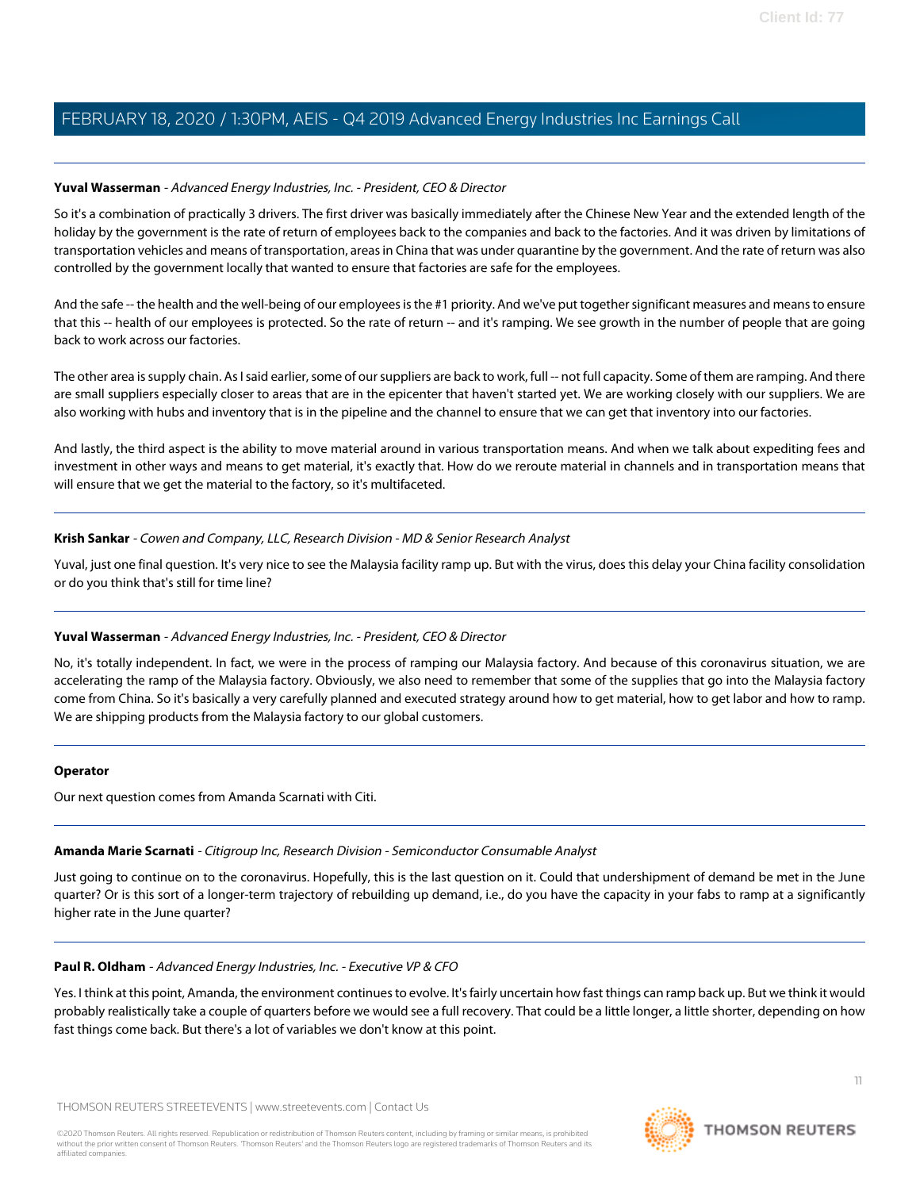**Yuval Wasserman** - *Advanced Energy Industries, Inc. - President, CEO & Director*

So it's a combination of practically 3 drivers. The first driver was basically immediately after the Chinese New Year and the extended length of the holiday by the government is the rate of return of employees back to the companies and back to the factories. And it was driven by limitations of transportation vehicles and means of transportation, areas in China that was under quarantine by the government. And the rate of return was also controlled by the government locally that wanted to ensure that factories are safe for the employees.

And the safe -- the health and the well-being of our employees is the #1 priority. And we've put together significant measures and means to ensure that this -- health of our employees is protected. So the rate of return -- and it's ramping. We see growth in the number of people that are going back to work across our factories.

The other area is supply chain. As I said earlier, some of our suppliers are back to work, full -- not full capacity. Some of them are ramping. And there are small suppliers especially closer to areas that are in the epicenter that haven't started yet. We are working closely with our suppliers. We are also working with hubs and inventory that is in the pipeline and the channel to ensure that we can get that inventory into our factories.

And lastly, the third aspect is the ability to move material around in various transportation means. And when we talk about expediting fees and investment in other ways and means to get material, it's exactly that. How do we reroute material in channels and in transportation means that will ensure that we get the material to the factory, so it's multifaceted.

---

**Krish Sankar** - *Cowen and Company, LLC, Research Division - MD & Senior Research Analyst*

Yuval, just one final question. It's very nice to see the Malaysia facility ramp up. But with the virus, does this delay your China facility consolidation or do you think that's still for time line?

---

**Yuval Wasserman** - *Advanced Energy Industries, Inc. - President, CEO & Director*

No, it's totally independent. In fact, we were in the process of ramping our Malaysia factory. And because of this coronavirus situation, we are accelerating the ramp of the Malaysia factory. Obviously, we also need to remember that some of the supplies that go into the Malaysia factory come from China. So it's basically a very carefully planned and executed strategy around how to get material, how to get labor and how to ramp. We are shipping products from the Malaysia factory to our global customers.

---

**Operator**

Our next question comes from Amanda Scarnati with Citi.

---

**Amanda Marie Scarnati** - *Citigroup Inc, Research Division - Semiconductor Consumable Analyst*

Just going to continue on to the coronavirus. Hopefully, this is the last question on it. Could that undershipment of demand be met in the June quarter? Or is this sort of a longer-term trajectory of rebuilding up demand, i.e., do you have the capacity in your fabs to ramp at a significantly higher rate in the June quarter?

---

**Paul R. Oldham** - *Advanced Energy Industries, Inc. - Executive VP & CFO*

Yes. I think at this point, Amanda, the environment continues to evolve. It's fairly uncertain how fast things can ramp back up. But we think it would probably realistically take a couple of quarters before we would see a full recovery. That could be a little longer, a little shorter, depending on how fast things come back. But there's a lot of variables we don't know at this point.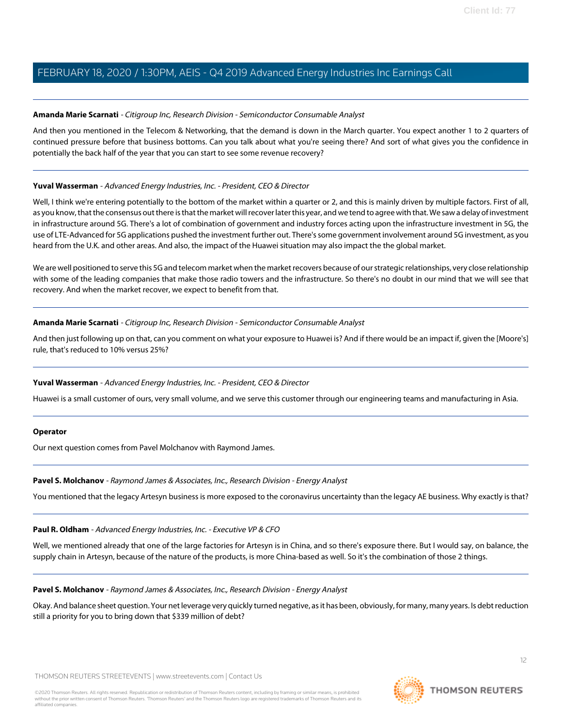**Amanda Marie Scarnati** - *Citigroup Inc, Research Division - Semiconductor Consumable Analyst*

And then you mentioned in the Telecom & Networking, that the demand is down in the March quarter. You expect another 1 to 2 quarters of continued pressure before that business bottoms. Can you talk about what you're seeing there? And sort of what gives you the confidence in potentially the back half of the year that you can start to see some revenue recovery?

---

**Yuval Wasserman** - *Advanced Energy Industries, Inc. - President, CEO & Director*

Well, I think we're entering potentially to the bottom of the market within a quarter or 2, and this is mainly driven by multiple factors. First of all, as you know, that the consensus out there is that the market will recover later this year, and we tend to agree with that. We saw a delay of investment in infrastructure around 5G. There's a lot of combination of government and industry forces acting upon the infrastructure investment in 5G, the use of LTE-Advanced for 5G applications pushed the investment further out. There's some government involvement around 5G investment, as you heard from the U.K. and other areas. And also, the impact of the Huawei situation may also impact the the global market.

We are well positioned to serve this 5G and telecom market when the market recovers because of our strategic relationships, very close relationship with some of the leading companies that make those radio towers and the infrastructure. So there's no doubt in our mind that we will see that recovery. And when the market recover, we expect to benefit from that.

---

**Amanda Marie Scarnati** - *Citigroup Inc, Research Division - Semiconductor Consumable Analyst*

And then just following up on that, can you comment on what your exposure to Huawei is? And if there would be an impact if, given the [Moore's] rule, that's reduced to 10% versus 25%?

---

**Yuval Wasserman** - *Advanced Energy Industries, Inc. - President, CEO & Director*

Huawei is a small customer of ours, very small volume, and we serve this customer through our engineering teams and manufacturing in Asia.

---

**Operator**

Our next question comes from Pavel Molchanov with Raymond James.

---

**Pavel S. Molchanov** - *Raymond James & Associates, Inc., Research Division - Energy Analyst*

You mentioned that the legacy Artesyn business is more exposed to the coronavirus uncertainty than the legacy AE business. Why exactly is that?

---

**Paul R. Oldham** - *Advanced Energy Industries, Inc. - Executive VP & CFO*

Well, we mentioned already that one of the large factories for Artesyn is in China, and so there's exposure there. But I would say, on balance, the supply chain in Artesyn, because of the nature of the products, is more China-based as well. So it's the combination of those 2 things.

---

**Pavel S. Molchanov** - *Raymond James & Associates, Inc., Research Division - Energy Analyst*

Okay. And balance sheet question. Your net leverage very quickly turned negative, as it has been, obviously, for many, many years. Is debt reduction still a priority for you to bring down that $339 million of debt?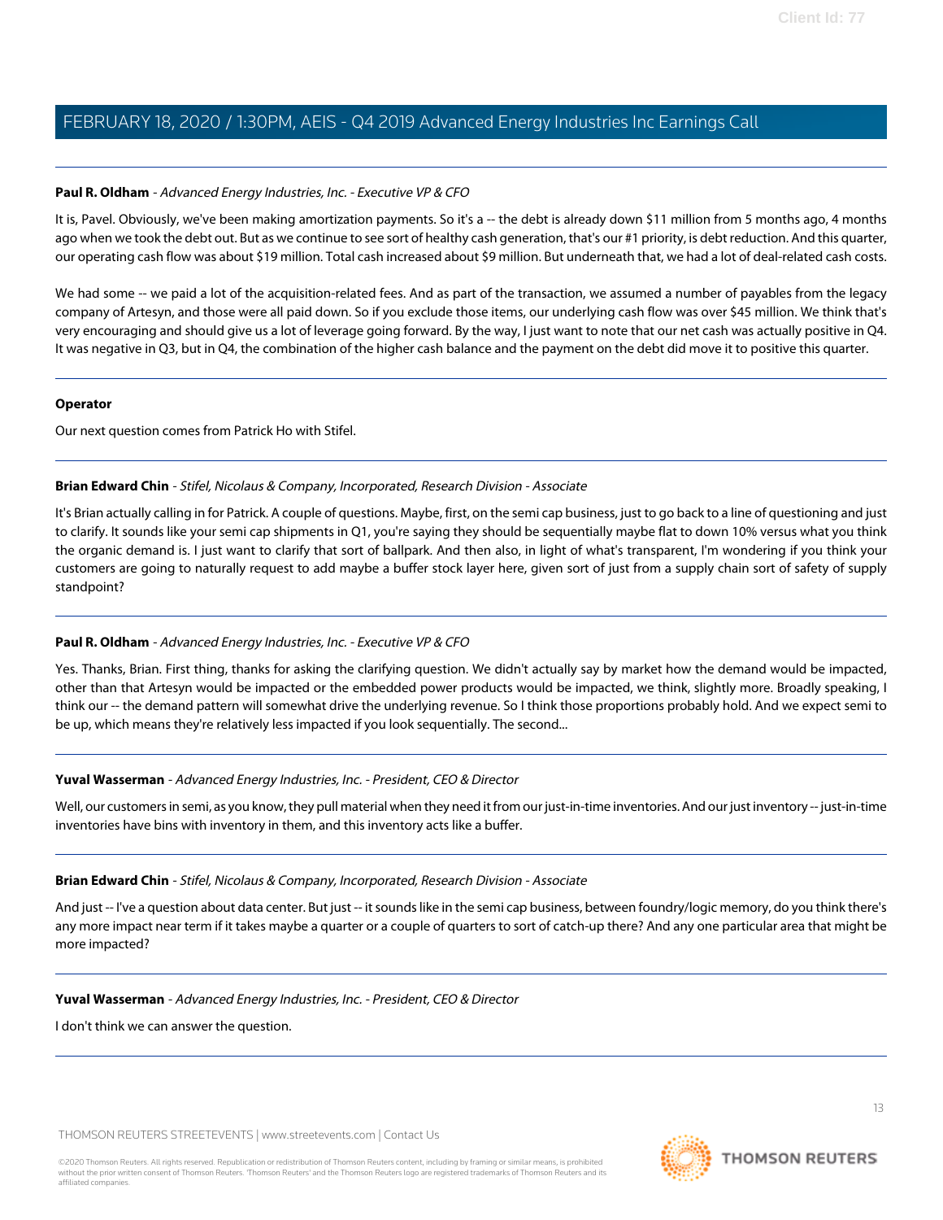**Paul R. Oldham** - *Advanced Energy Industries, Inc. - Executive VP & CFO*

It is, Pavel. Obviously, we've been making amortization payments. So it's a -- the debt is already down $11 million from 5 months ago, 4 months ago when we took the debt out. But as we continue to see sort of healthy cash generation, that's our #1 priority, is debt reduction. And this quarter, our operating cash flow was about $19 million. Total cash increased about $9 million. But underneath that, we had a lot of deal-related cash costs.

We had some -- we paid a lot of the acquisition-related fees. And as part of the transaction, we assumed a number of payables from the legacy company of Artesyn, and those were all paid down. So if you exclude those items, our underlying cash flow was over $45 million. We think that's very encouraging and should give us a lot of leverage going forward. By the way, I just want to note that our net cash was actually positive in Q4. It was negative in Q3, but in Q4, the combination of the higher cash balance and the payment on the debt did move it to positive this quarter.

---

**Operator**

Our next question comes from Patrick Ho with Stifel.

---

**Brian Edward Chin** - *Stifel, Nicolaus & Company, Incorporated, Research Division - Associate*

It's Brian actually calling in for Patrick. A couple of questions. Maybe, first, on the semi cap business, just to go back to a line of questioning and just to clarify. It sounds like your semi cap shipments in Q1, you're saying they should be sequentially maybe flat to down 10% versus what you think the organic demand is. I just want to clarify that sort of ballpark. And then also, in light of what's transparent, I'm wondering if you think your customers are going to naturally request to add maybe a buffer stock layer here, given sort of just from a supply chain sort of safety of supply standpoint?

---

**Paul R. Oldham** - *Advanced Energy Industries, Inc. - Executive VP & CFO*

Yes. Thanks, Brian. First thing, thanks for asking the clarifying question. We didn't actually say by market how the demand would be impacted, other than that Artesyn would be impacted or the embedded power products would be impacted, we think, slightly more. Broadly speaking, I think our -- the demand pattern will somewhat drive the underlying revenue. So I think those proportions probably hold. And we expect semi to be up, which means they're relatively less impacted if you look sequentially. The second...

---

**Yuval Wasserman** - *Advanced Energy Industries, Inc. - President, CEO & Director*

Well, our customers in semi, as you know, they pull material when they need it from our just-in-time inventories. And our just inventory -- just-in-time inventories have bins with inventory in them, and this inventory acts like a buffer.

---

**Brian Edward Chin** - *Stifel, Nicolaus & Company, Incorporated, Research Division - Associate*

And just -- I've a question about data center. But just -- it sounds like in the semi cap business, between foundry/logic memory, do you think there's any more impact near term if it takes maybe a quarter or a couple of quarters to sort of catch-up there? And any one particular area that might be more impacted?

---

**Yuval Wasserman** - *Advanced Energy Industries, Inc. - President, CEO & Director*

I don't think we can answer the question.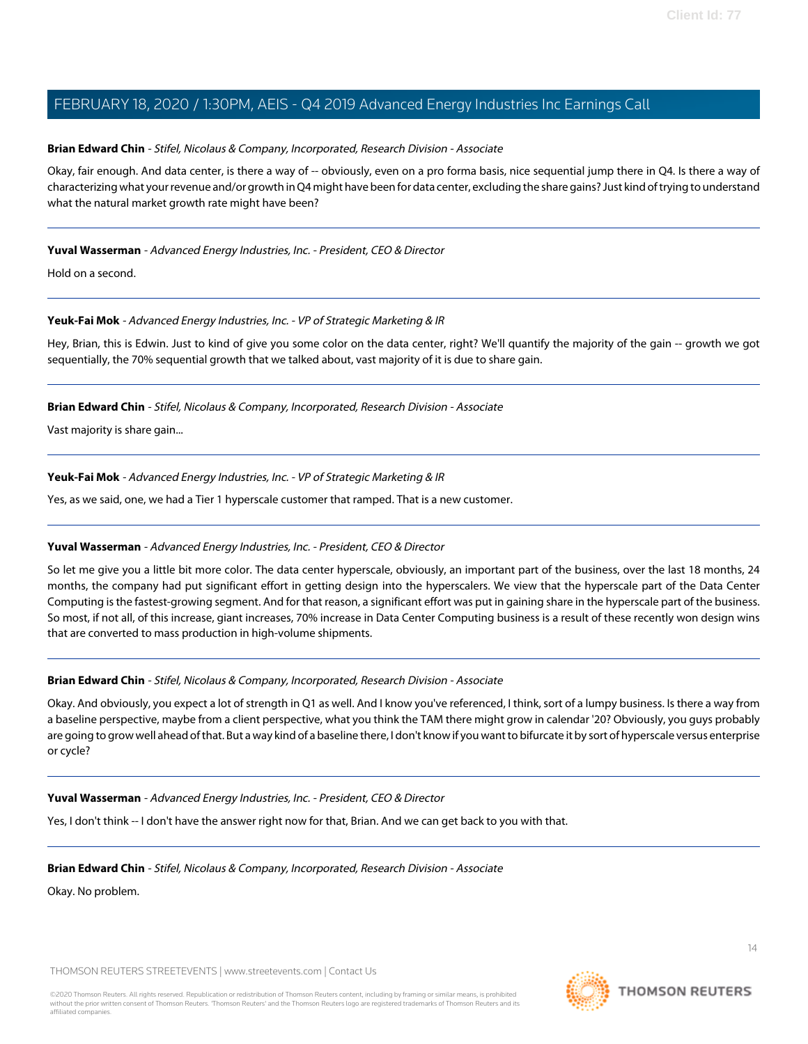**Brian Edward Chin** - *Stifel, Nicolaus & Company, Incorporated, Research Division - Associate*

Okay, fair enough. And data center, is there a way of -- obviously, even on a pro forma basis, nice sequential jump there in Q4. Is there a way of characterizing what your revenue and/or growth in Q4 might have been for data center, excluding the share gains? Just kind of trying to understand what the natural market growth rate might have been?

---

**Yuval Wasserman** - *Advanced Energy Industries, Inc. - President, CEO & Director*

Hold on a second.

---

**Yeuk-Fai Mok** - *Advanced Energy Industries, Inc. - VP of Strategic Marketing & IR*

Hey, Brian, this is Edwin. Just to kind of give you some color on the data center, right? We'll quantify the majority of the gain -- growth we got sequentially, the 70% sequential growth that we talked about, vast majority of it is due to share gain.

---

**Brian Edward Chin** - *Stifel, Nicolaus & Company, Incorporated, Research Division - Associate*

Vast majority is share gain...

---

**Yeuk-Fai Mok** - *Advanced Energy Industries, Inc. - VP of Strategic Marketing & IR*

Yes, as we said, one, we had a Tier 1 hyperscale customer that ramped. That is a new customer.

---

**Yuval Wasserman** - *Advanced Energy Industries, Inc. - President, CEO & Director*

So let me give you a little bit more color. The data center hyperscale, obviously, an important part of the business, over the last 18 months, 24 months, the company had put significant effort in getting design into the hyperscalers. We view that the hyperscale part of the Data Center Computing is the fastest-growing segment. And for that reason, a significant effort was put in gaining share in the hyperscale part of the business. So most, if not all, of this increase, giant increases, 70% increase in Data Center Computing business is a result of these recently won design wins that are converted to mass production in high-volume shipments.

---

**Brian Edward Chin** - *Stifel, Nicolaus & Company, Incorporated, Research Division - Associate*

Okay. And obviously, you expect a lot of strength in Q1 as well. And I know you've referenced, I think, sort of a lumpy business. Is there a way from a baseline perspective, maybe from a client perspective, what you think the TAM there might grow in calendar '20? Obviously, you guys probably are going to grow well ahead of that. But a way kind of a baseline there, I don't know if you want to bifurcate it by sort of hyperscale versus enterprise or cycle?

---

**Yuval Wasserman** - *Advanced Energy Industries, Inc. - President, CEO & Director*

Yes, I don't think -- I don't have the answer right now for that, Brian. And we can get back to you with that.

---

**Brian Edward Chin** - *Stifel, Nicolaus & Company, Incorporated, Research Division - Associate*

Okay. No problem.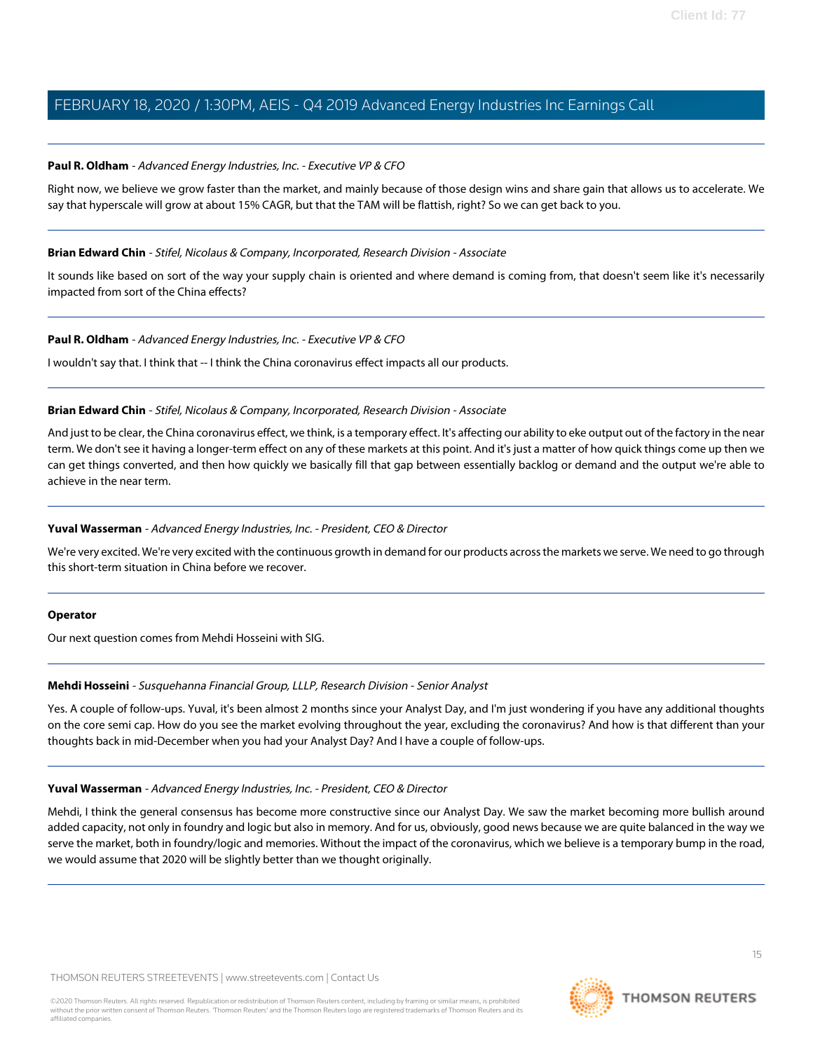**Paul R. Oldham** - *Advanced Energy Industries, Inc. - Executive VP & CFO*

Right now, we believe we grow faster than the market, and mainly because of those design wins and share gain that allows us to accelerate. We say that hyperscale will grow at about 15% CAGR, but that the TAM will be flattish, right? So we can get back to you.

---

**Brian Edward Chin** - *Stifel, Nicolaus & Company, Incorporated, Research Division - Associate*

It sounds like based on sort of the way your supply chain is oriented and where demand is coming from, that doesn't seem like it's necessarily impacted from sort of the China effects?

---

**Paul R. Oldham** - *Advanced Energy Industries, Inc. - Executive VP & CFO*

I wouldn't say that. I think that -- I think the China coronavirus effect impacts all our products.

---

**Brian Edward Chin** - *Stifel, Nicolaus & Company, Incorporated, Research Division - Associate*

And just to be clear, the China coronavirus effect, we think, is a temporary effect. It's affecting our ability to eke output out of the factory in the near term. We don't see it having a longer-term effect on any of these markets at this point. And it's just a matter of how quick things come up then we can get things converted, and then how quickly we basically fill that gap between essentially backlog or demand and the output we're able to achieve in the near term.

---

**Yuval Wasserman** - *Advanced Energy Industries, Inc. - President, CEO & Director*

We're very excited. We're very excited with the continuous growth in demand for our products across the markets we serve. We need to go through this short-term situation in China before we recover.

---

**Operator**

Our next question comes from Mehdi Hosseini with SIG.

---

**Mehdi Hosseini** - *Susquehanna Financial Group, LLLP, Research Division - Senior Analyst*

Yes. A couple of follow-ups. Yuval, it's been almost 2 months since your Analyst Day, and I'm just wondering if you have any additional thoughts on the core semi cap. How do you see the market evolving throughout the year, excluding the coronavirus? And how is that different than your thoughts back in mid-December when you had your Analyst Day? And I have a couple of follow-ups.

---

**Yuval Wasserman** - *Advanced Energy Industries, Inc. - President, CEO & Director*

Mehdi, I think the general consensus has become more constructive since our Analyst Day. We saw the market becoming more bullish around added capacity, not only in foundry and logic but also in memory. And for us, obviously, good news because we are quite balanced in the way we serve the market, both in foundry/logic and memories. Without the impact of the coronavirus, which we believe is a temporary bump in the road, we would assume that 2020 will be slightly better than we thought originally.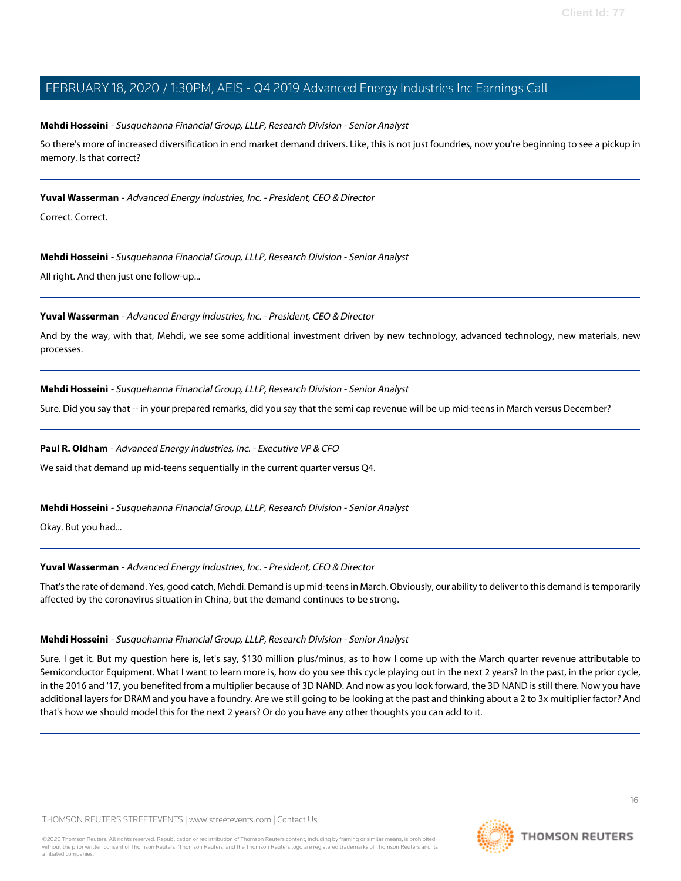**Mehdi Hosseini** - *Susquehanna Financial Group, LLLP, Research Division - Senior Analyst*

So there's more of increased diversification in end market demand drivers. Like, this is not just foundries, now you're beginning to see a pickup in memory. Is that correct?

---

**Yuval Wasserman** - *Advanced Energy Industries, Inc. - President, CEO & Director*

Correct. Correct.

---

**Mehdi Hosseini** - *Susquehanna Financial Group, LLLP, Research Division - Senior Analyst*

All right. And then just one follow-up...

---

**Yuval Wasserman** - *Advanced Energy Industries, Inc. - President, CEO & Director*

And by the way, with that, Mehdi, we see some additional investment driven by new technology, advanced technology, new materials, new processes.

---

**Mehdi Hosseini** - *Susquehanna Financial Group, LLLP, Research Division - Senior Analyst*

Sure. Did you say that -- in your prepared remarks, did you say that the semi cap revenue will be up mid-teens in March versus December?

---

**Paul R. Oldham** - *Advanced Energy Industries, Inc. - Executive VP & CFO*

We said that demand up mid-teens sequentially in the current quarter versus Q4.

---

**Mehdi Hosseini** - *Susquehanna Financial Group, LLLP, Research Division - Senior Analyst*

Okay. But you had...

---

**Yuval Wasserman** - *Advanced Energy Industries, Inc. - President, CEO & Director*

That's the rate of demand. Yes, good catch, Mehdi. Demand is up mid-teens in March. Obviously, our ability to deliver to this demand is temporarily affected by the coronavirus situation in China, but the demand continues to be strong.

---

**Mehdi Hosseini** - *Susquehanna Financial Group, LLLP, Research Division - Senior Analyst*

Sure. I get it. But my question here is, let's say, $130 million plus/minus, as to how I come up with the March quarter revenue attributable to Semiconductor Equipment. What I want to learn more is, how do you see this cycle playing out in the next 2 years? In the past, in the prior cycle, in the 2016 and '17, you benefited from a multiplier because of 3D NAND. And now as you look forward, the 3D NAND is still there. Now you have additional layers for DRAM and you have a foundry. Are we still going to be looking at the past and thinking about a 2 to 3x multiplier factor? And that's how we should model this for the next 2 years? Or do you have any other thoughts you can add to it.

---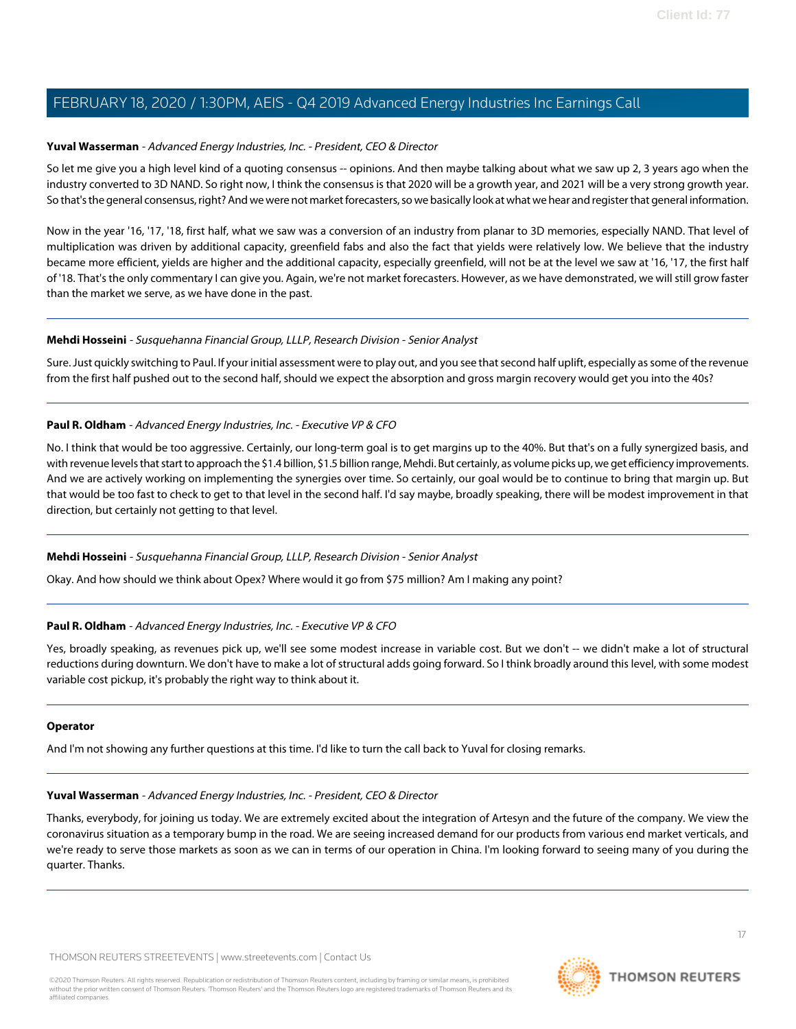**Yuval Wasserman** - *Advanced Energy Industries, Inc. - President, CEO & Director*

So let me give you a high level kind of a quoting consensus -- opinions. And then maybe talking about what we saw up 2, 3 years ago when the industry converted to 3D NAND. So right now, I think the consensus is that 2020 will be a growth year, and 2021 will be a very strong growth year. So that's the general consensus, right? And we were not market forecasters, so we basically look at what we hear and register that general information.

Now in the year '16, '17, '18, first half, what we saw was a conversion of an industry from planar to 3D memories, especially NAND. That level of multiplication was driven by additional capacity, greenfield fabs and also the fact that yields were relatively low. We believe that the industry became more efficient, yields are higher and the additional capacity, especially greenfield, will not be at the level we saw at '16, '17, the first half of '18. That's the only commentary I can give you. Again, we're not market forecasters. However, as we have demonstrated, we will still grow faster than the market we serve, as we have done in the past.

---

**Mehdi Hosseini** - *Susquehanna Financial Group, LLLP, Research Division - Senior Analyst*

Sure. Just quickly switching to Paul. If your initial assessment were to play out, and you see that second half uplift, especially as some of the revenue from the first half pushed out to the second half, should we expect the absorption and gross margin recovery would get you into the 40s?

---

**Paul R. Oldham** - *Advanced Energy Industries, Inc. - Executive VP & CFO*

No. I think that would be too aggressive. Certainly, our long-term goal is to get margins up to the 40%. But that's on a fully synergized basis, and with revenue levels that start to approach the $1.4 billion, $1.5 billion range, Mehdi. But certainly, as volume picks up, we get efficiency improvements. And we are actively working on implementing the synergies over time. So certainly, our goal would be to continue to bring that margin up. But that would be too fast to check to get to that level in the second half. I'd say maybe, broadly speaking, there will be modest improvement in that direction, but certainly not getting to that level.

---

**Mehdi Hosseini** - *Susquehanna Financial Group, LLLP, Research Division - Senior Analyst*

Okay. And how should we think about Opex? Where would it go from $75 million? Am I making any point?

---

**Paul R. Oldham** - *Advanced Energy Industries, Inc. - Executive VP & CFO*

Yes, broadly speaking, as revenues pick up, we'll see some modest increase in variable cost. But we don't -- we didn't make a lot of structural reductions during downturn. We don't have to make a lot of structural adds going forward. So I think broadly around this level, with some modest variable cost pickup, it's probably the right way to think about it.

---

**Operator**

And I'm not showing any further questions at this time. I'd like to turn the call back to Yuval for closing remarks.

---

**Yuval Wasserman** - *Advanced Energy Industries, Inc. - President, CEO & Director*

Thanks, everybody, for joining us today. We are extremely excited about the integration of Artesyn and the future of the company. We view the coronavirus situation as a temporary bump in the road. We are seeing increased demand for our products from various end market verticals, and we're ready to serve those markets as soon as we can in terms of our operation in China. I'm looking forward to seeing many of you during the quarter. Thanks.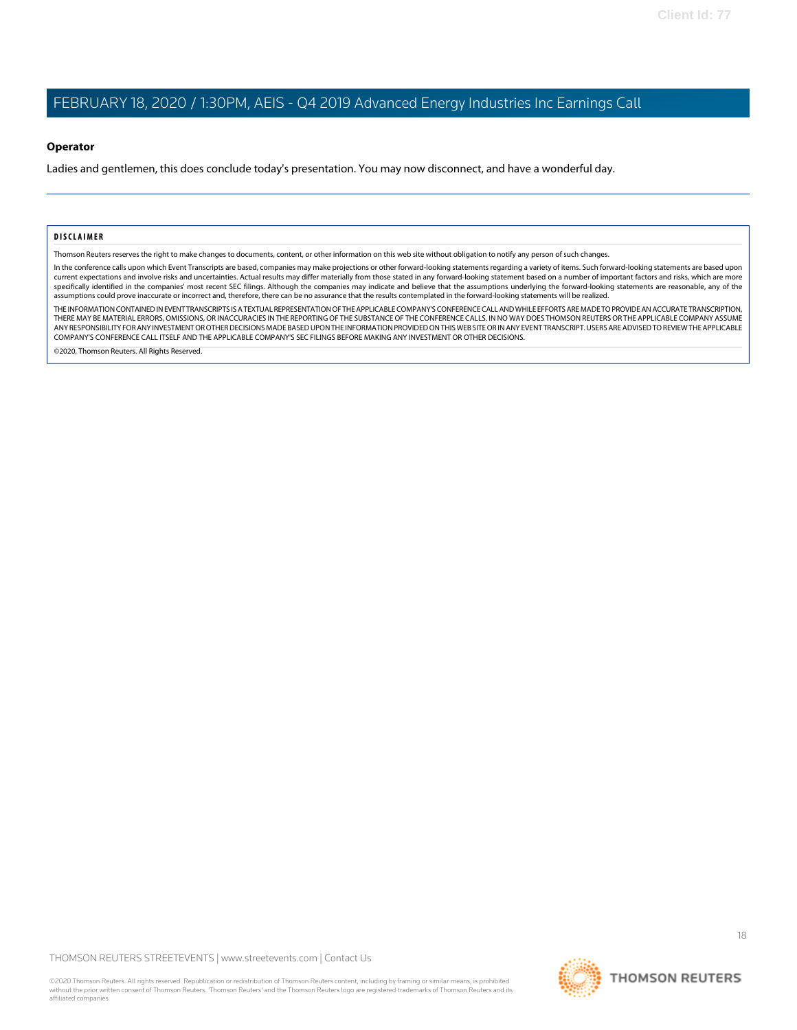**Operator**

Ladies and gentlemen, this does conclude today's presentation. You may now disconnect, and have a wonderful day.

---

**DISCLAIMER**

Thomson Reuters reserves the right to make changes to documents, content, or other information on this web site without obligation to notify any person of such changes.

In the conference calls upon which Event Transcripts are based, companies may make projections or other forward-looking statements regarding a variety of items. Such forward-looking statements are based upon current expectations and involve risks and uncertainties. Actual results may differ materially from those stated in any forward-looking statement based on a number of important factors and risks, which are more specifically identified in the companies' most recent SEC filings. Although the companies may indicate and believe that the assumptions underlying the forward-looking statements are reasonable, any of the assumptions could prove inaccurate or incorrect and, therefore, there can be no assurance that the results contemplated in the forward-looking statements will be realized.

THE INFORMATION CONTAINED IN EVENT TRANSCRIPTS IS A TEXTUAL REPRESENTATION OF THE APPLICABLE COMPANY'S CONFERENCE CALL AND WHILE EFFORTS ARE MADE TO PROVIDE AN ACCURATE TRANSCRIPTION, THERE MAY BE MATERIAL ERRORS, OMISSIONS, OR INACCURACIES IN THE REPORTING OF THE SUBSTANCE OF THE CONFERENCE CALLS. IN NO WAY DOES THOMSON REUTERS OR THE APPLICABLE COMPANY ASSUME ANY RESPONSIBILITY FOR ANY INVESTMENT OR OTHER DECISIONS MADE BASED UPON THE INFORMATION PROVIDED ON THIS WEB SITE OR IN ANY EVENT TRANSCRIPT. USERS ARE ADVISED TO REVIEW THE APPLICABLE COMPANY'S CONFERENCE CALL ITSELF AND THE APPLICABLE COMPANY'S SEC FILINGS BEFORE MAKING ANY INVESTMENT OR OTHER DECISIONS.

©2020, Thomson Reuters. All Rights Reserved.